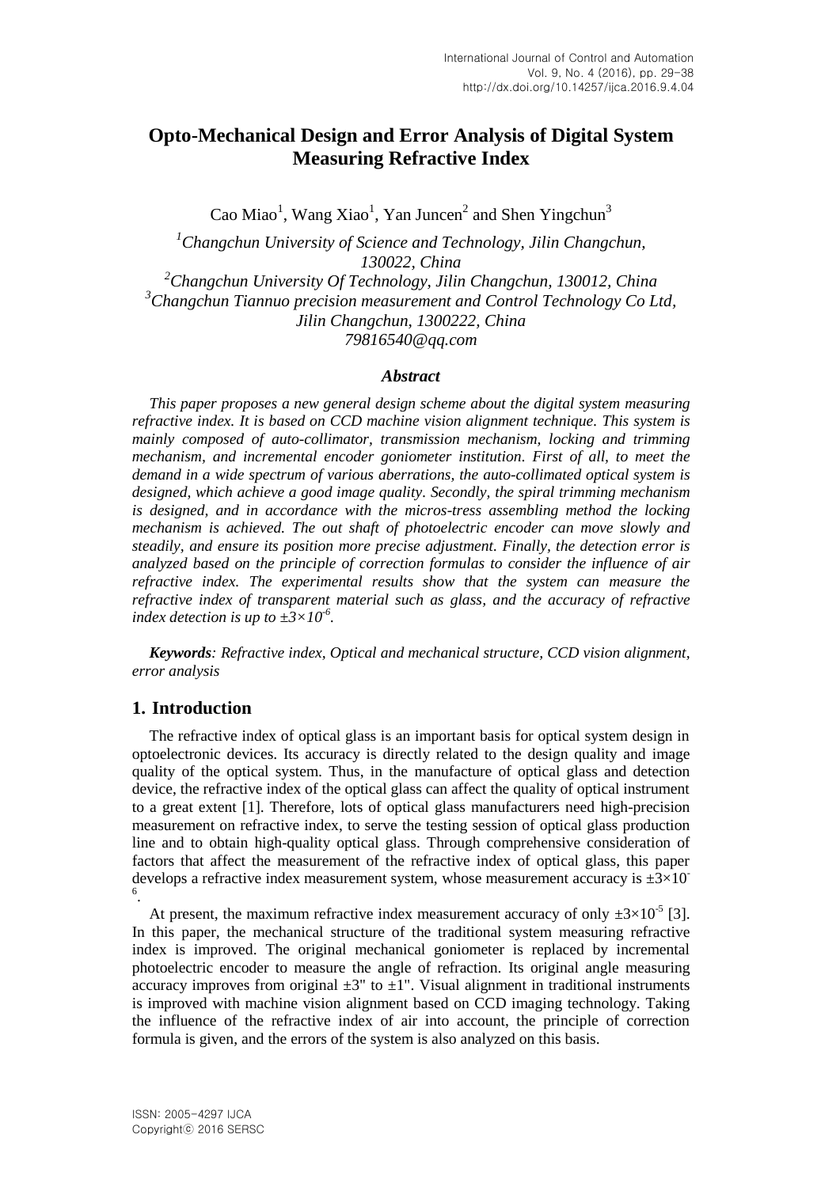# Opto-Mechanical Design and Error Analysis of Digital System Measuring Refractive Index

Cao Miao[1], Wang Xiao[1], Yan Juncen[2] and Shen Yingchun[3]

*[1]Changchun University of Science and Technology, Jilin Changchun, 130022, China*
*[2]Changchun University Of Technology, Jilin Changchun, 130012, China*
*[3]Changchun Tiannuo precision measurement and Control Technology Co Ltd, Jilin Changchun, 1300222, China*
*79816540@qq.com*

### *Abstract*

*This paper proposes a new general design scheme about the digital system measuring refractive index. It is based on CCD machine vision alignment technique. This system is mainly composed of auto-collimator, transmission mechanism, locking and trimming mechanism, and incremental encoder goniometer institution. First of all, to meet the demand in a wide spectrum of various aberrations, the auto-collimated optical system is designed, which achieve a good image quality. Secondly, the spiral trimming mechanism is designed, and in accordance with the micros-tress assembling method the locking mechanism is achieved. The out shaft of photoelectric encoder can move slowly and steadily, and ensure its position more precise adjustment. Finally, the detection error is analyzed based on the principle of correction formulas to consider the influence of air refractive index. The experimental results show that the system can measure the refractive index of transparent material such as glass, and the accuracy of refractive index detection is up to $\pm 3\times 10^{-6}$.*

***Keywords**: Refractive index, Optical and mechanical structure, CCD vision alignment, error analysis*

## 1. Introduction

The refractive index of optical glass is an important basis for optical system design in optoelectronic devices. Its accuracy is directly related to the design quality and image quality of the optical system. Thus, in the manufacture of optical glass and detection device, the refractive index of the optical glass can affect the quality of optical instrument to a great extent [1]. Therefore, lots of optical glass manufacturers need high-precision measurement on refractive index, to serve the testing session of optical glass production line and to obtain high-quality optical glass. Through comprehensive consideration of factors that affect the measurement of the refractive index of optical glass, this paper develops a refractive index measurement system, whose measurement accuracy is $\pm 3\times 10^{-6}$.

At present, the maximum refractive index measurement accuracy of only $\pm 3\times 10^{-5}$ [3]. In this paper, the mechanical structure of the traditional system measuring refractive index is improved. The original mechanical goniometer is replaced by incremental photoelectric encoder to measure the angle of refraction. Its original angle measuring accuracy improves from original ±3" to ±1". Visual alignment in traditional instruments is improved with machine vision alignment based on CCD imaging technology. Taking the influence of the refractive index of air into account, the principle of correction formula is given, and the errors of the system is also analyzed on this basis.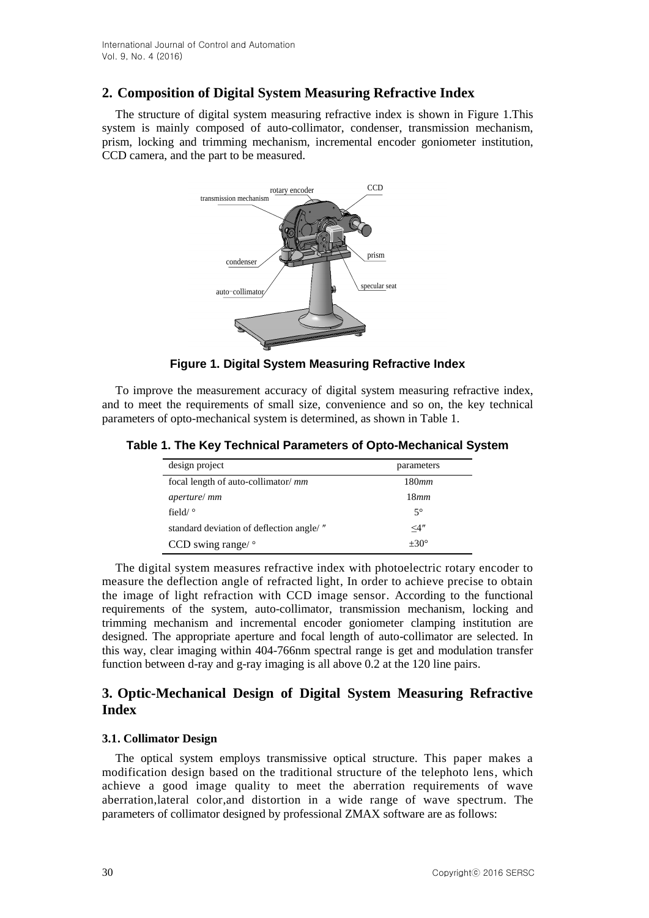## 2. Composition of Digital System Measuring Refractive Index

The structure of digital system measuring refractive index is shown in Figure 1.This system is mainly composed of auto-collimator, condenser, transmission mechanism, prism, locking and trimming mechanism, incremental encoder goniometer institution, CCD camera, and the part to be measured.

**Figure 1. Digital System Measuring Refractive Index**

To improve the measurement accuracy of digital system measuring refractive index, and to meet the requirements of small size, convenience and so on, the key technical parameters of opto-mechanical system is determined, as shown in Table 1.

**Table 1. The Key Technical Parameters of Opto-Mechanical System**

| design project | parameters |
| --- | --- |
| focal length of auto-collimator/ *mm* | 180*mm* |
| *aperture*/ *mm* | 18*mm* |
| field/ ° | 5° |
| standard deviation of deflection angle/ ″ | ≤4″ |
| CCD swing range/ ° | ±30° |

The digital system measures refractive index with photoelectric rotary encoder to measure the deflection angle of refracted light, In order to achieve precise to obtain the image of light refraction with CCD image sensor. According to the functional requirements of the system, auto-collimator, transmission mechanism, locking and trimming mechanism and incremental encoder goniometer clamping institution are designed. The appropriate aperture and focal length of auto-collimator are selected. In this way, clear imaging within 404-766nm spectral range is get and modulation transfer function between d-ray and g-ray imaging is all above 0.2 at the 120 line pairs.

## 3. Optic-Mechanical Design of Digital System Measuring Refractive Index

### 3.1. Collimator Design

The optical system employs transmissive optical structure. This paper makes a modification design based on the traditional structure of the telephoto lens, which achieve a good image quality to meet the aberration requirements of wave aberration,lateral color,and distortion in a wide range of wave spectrum. The parameters of collimator designed by professional ZMAX software are as follows: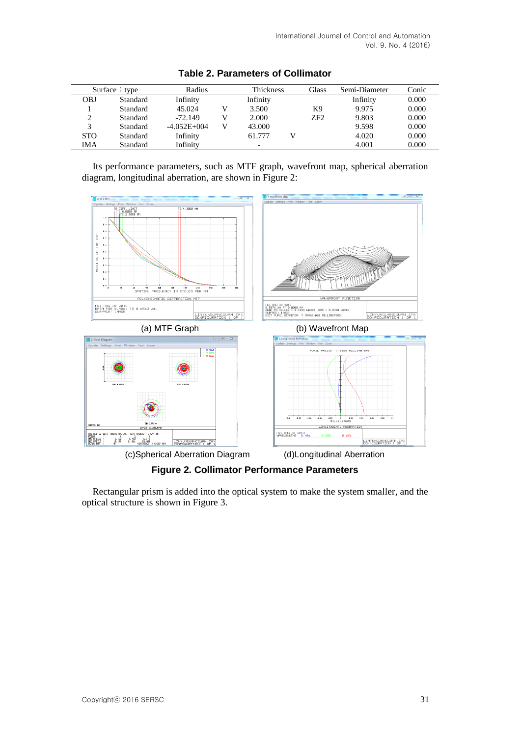**Table 2. Parameters of Collimator**

| Surface | type | Radius | | Thickness | | Glass | Semi-Diameter | Conic |
|---|---|---|---|---|---|---|---|---|
| OBJ | Standard | Infinity | | Infinity | | | Infinity | 0.000 |
| 1 | Standard | 45.024 | V | 3.500 | | K9 | 9.975 | 0.000 |
| 2 | Standard | -72.149 | V | 2.000 | | ZF2 | 9.803 | 0.000 |
| 3 | Standard | -4.052E+004 | V | 43.000 | | | 9.598 | 0.000 |
| STO | Standard | Infinity | | 61.777 | V | | 4.020 | 0.000 |
| IMA | Standard | Infinity | | - | | | 4.001 | 0.000 |

Its performance parameters, such as MTF graph, wavefront map, spherical aberration diagram, longitudinal aberration, are shown in Figure 2:

(a) MTF Graph

(b) Wavefront Map

(c)Spherical Aberration Diagram

(d)Longitudinal Aberration

**Figure 2. Collimator Performance Parameters**

Rectangular prism is added into the optical system to make the system smaller, and the optical structure is shown in Figure 3.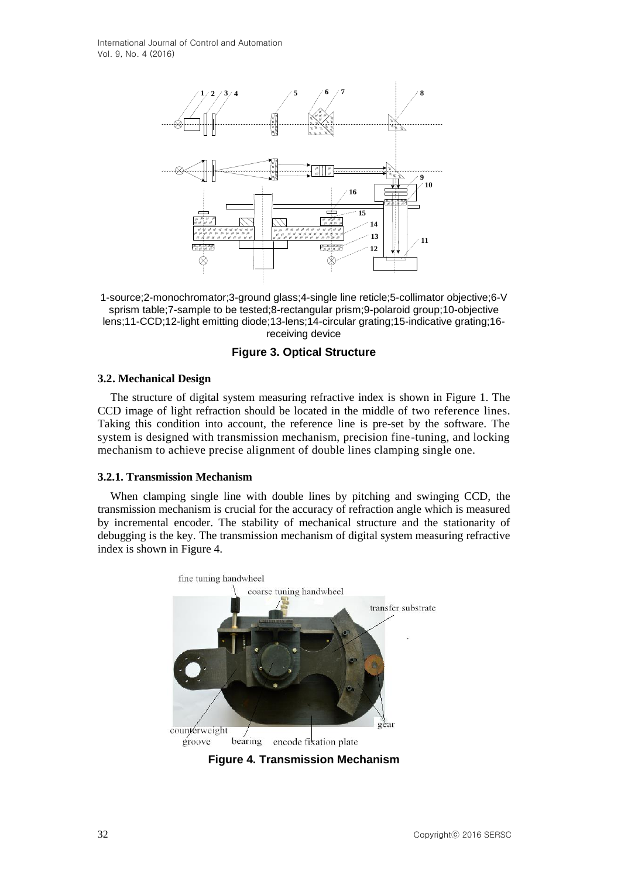1-source;2-monochromator;3-ground glass;4-single line reticle;5-collimator objective;6-V sprism table;7-sample to be tested;8-rectangular prism;9-polaroid group;10-objective lens;11-CCD;12-light emitting diode;13-lens;14-circular grating;15-indicative grating;16-receiving device

**Figure 3. Optical Structure**

### 3.2. Mechanical Design

The structure of digital system measuring refractive index is shown in Figure 1. The CCD image of light refraction should be located in the middle of two reference lines. Taking this condition into account, the reference line is pre-set by the software. The system is designed with transmission mechanism, precision fine-tuning, and locking mechanism to achieve precise alignment of double lines clamping single one.

#### 3.2.1. Transmission Mechanism

When clamping single line with double lines by pitching and swinging CCD, the transmission mechanism is crucial for the accuracy of refraction angle which is measured by incremental encoder. The stability of mechanical structure and the stationarity of debugging is the key. The transmission mechanism of digital system measuring refractive index is shown in Figure 4.

**Figure 4. Transmission Mechanism**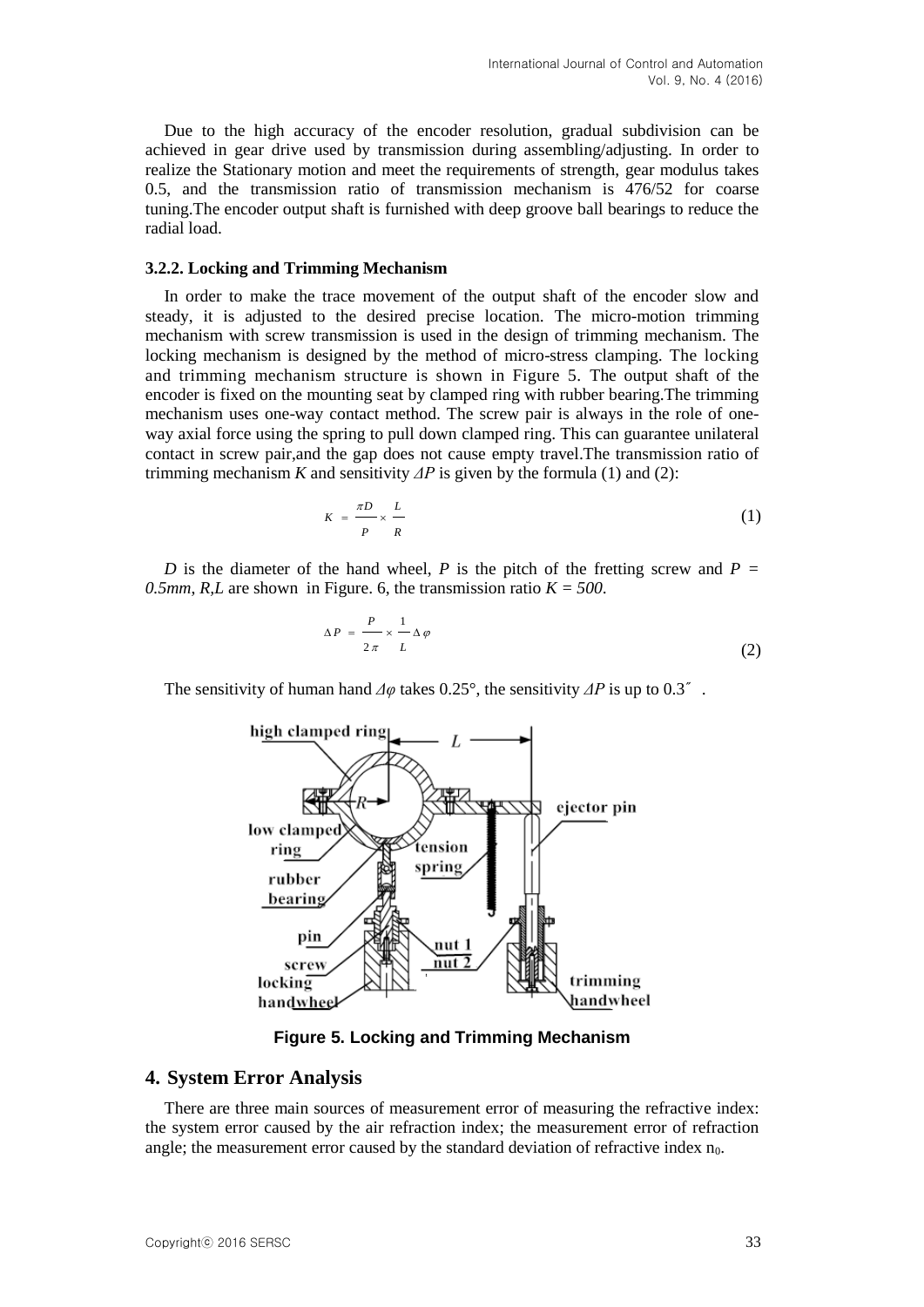Due to the high accuracy of the encoder resolution, gradual subdivision can be achieved in gear drive used by transmission during assembling/adjusting. In order to realize the Stationary motion and meet the requirements of strength, gear modulus takes 0.5, and the transmission ratio of transmission mechanism is 476/52 for coarse tuning.The encoder output shaft is furnished with deep groove ball bearings to reduce the radial load.

### 3.2.2. Locking and Trimming Mechanism

In order to make the trace movement of the output shaft of the encoder slow and steady, it is adjusted to the desired precise location. The micro-motion trimming mechanism with screw transmission is used in the design of trimming mechanism. The locking mechanism is designed by the method of micro-stress clamping. The locking and trimming mechanism structure is shown in Figure 5. The output shaft of the encoder is fixed on the mounting seat by clamped ring with rubber bearing.The trimming mechanism uses one-way contact method. The screw pair is always in the role of one-way axial force using the spring to pull down clamped ring. This can guarantee unilateral contact in screw pair,and the gap does not cause empty travel.The transmission ratio of trimming mechanism $K$ and sensitivity $\Delta P$ is given by the formula (1) and (2):

$$K = \frac{\pi D}{P} \times \frac{L}{R} \tag{1}$$

$D$ is the diameter of the hand wheel, $P$ is the pitch of the fretting screw and $P = 0.5mm$, $R$,$L$ are shown in Figure. 6, the transmission ratio $K = 500$.

$$\Delta P = \frac{P}{2\pi} \times \frac{1}{L} \Delta \varphi \tag{2}$$

The sensitivity of human hand $\Delta\varphi$ takes 0.25°, the sensitivity $\Delta P$ is up to 0.3″ .

high clamped ring
L
R
low clamped ring
rubber bearing
pin
screw
locking handwheel
tension spring
nut 1
nut 2
ejector pin
trimming handwheel

**Figure 5. Locking and Trimming Mechanism**

## 4. System Error Analysis

There are three main sources of measurement error of measuring the refractive index: the system error caused by the air refraction index; the measurement error of refraction angle; the measurement error caused by the standard deviation of refractive index $n_0$.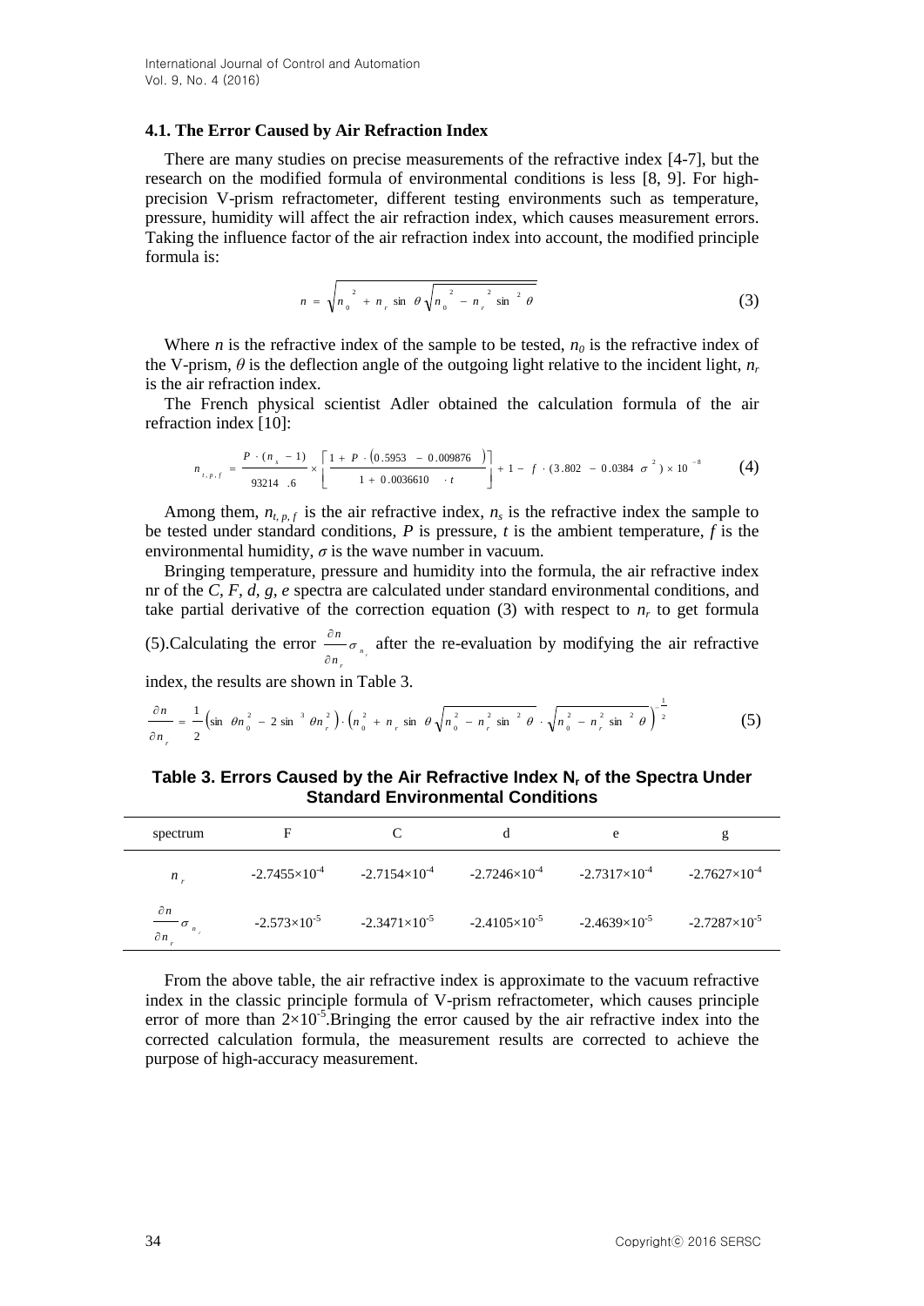### 4.1. The Error Caused by Air Refraction Index

There are many studies on precise measurements of the refractive index [4-7], but the research on the modified formula of environmental conditions is less [8, 9]. For high-precision V-prism refractometer, different testing environments such as temperature, pressure, humidity will affect the air refraction index, which causes measurement errors. Taking the influence factor of the air refraction index into account, the modified principle formula is:

$$n = \sqrt{n_0^2 + n_r \sin\theta \sqrt{n_0^2 - n_r^2 \sin^2\theta}} \tag{3}$$

Where $n$ is the refractive index of the sample to be tested, $n_0$ is the refractive index of the V-prism, $\theta$ is the deflection angle of the outgoing light relative to the incident light, $n_r$ is the air refraction index.

The French physical scientist Adler obtained the calculation formula of the air refraction index [10]:

$$n_{t,p,f} = \frac{P \cdot (n_s - 1)}{93214.6} \times \left[ \frac{1 + P \cdot (0.5953 - 0.009876)}{1 + 0.0036610 \cdot t} \right] + 1 - f \cdot (3.802 - 0.0384\sigma^2) \times 10^{-8} \tag{4}$$

Among them, $n_{t,p,f}$ is the air refractive index, $n_s$ is the refractive index the sample to be tested under standard conditions, $P$ is pressure, $t$ is the ambient temperature, $f$ is the environmental humidity, $\sigma$ is the wave number in vacuum.

Bringing temperature, pressure and humidity into the formula, the air refractive index nr of the $C$, $F$, $d$, $g$, $e$ spectra are calculated under standard environmental conditions, and take partial derivative of the correction equation (3) with respect to $n_r$ to get formula (5).Calculating the error $\frac{\partial n}{\partial n_r}\sigma_{n_r}$ after the re-evaluation by modifying the air refractive index, the results are shown in Table 3.

$$\frac{\partial n}{\partial n_r} = \frac{1}{2}\left(\sin\theta n_0^2 - 2\sin^3\theta n_r^2\right) \cdot \left(n_0^2 + n_r \sin\theta \sqrt{n_0^2 - n_r^2 \sin^2\theta} \cdot \sqrt{n_0^2 - n_r^2 \sin^2\theta}\right)^{-\frac{1}{2}} \tag{5}$$

**Table 3. Errors Caused by the Air Refractive Index $N_r$ of the Spectra Under Standard Environmental Conditions**

| spectrum | F | C | d | e | g |
|---|---|---|---|---|---|
| $n_r$ | $-2.7455\times10^{-4}$ | $-2.7154\times10^{-4}$ | $-2.7246\times10^{-4}$ | $-2.7317\times10^{-4}$ | $-2.7627\times10^{-4}$ |
| $\frac{\partial n}{\partial n_r}\sigma_{n_r}$ | $-2.573\times10^{-5}$ | $-2.3471\times10^{-5}$ | $-2.4105\times10^{-5}$ | $-2.4639\times10^{-5}$ | $-2.7287\times10^{-5}$ |

From the above table, the air refractive index is approximate to the vacuum refractive index in the classic principle formula of V-prism refractometer, which causes principle error of more than $2\times10^{-5}$.Bringing the error caused by the air refractive index into the corrected calculation formula, the measurement results are corrected to achieve the purpose of high-accuracy measurement.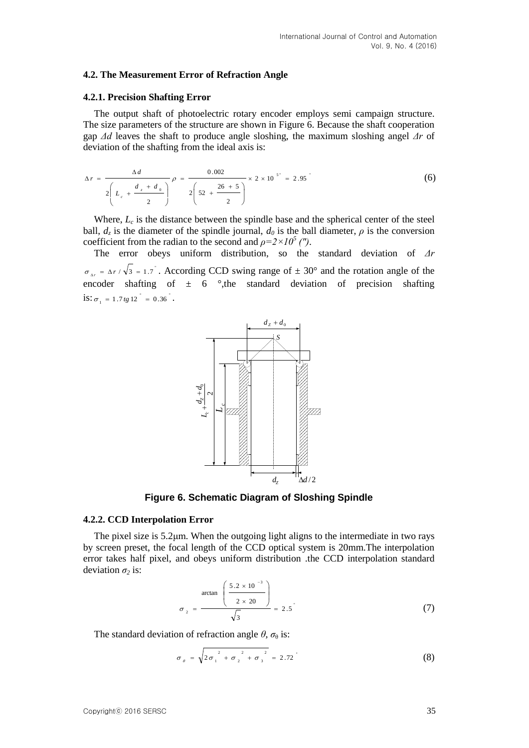### 4.2. The Measurement Error of Refraction Angle

#### 4.2.1. Precision Shafting Error

The output shaft of photoelectric rotary encoder employs semi campaign structure. The size parameters of the structure are shown in Figure 6. Because the shaft cooperation gap $\Delta d$ leaves the shaft to produce angle sloshing, the maximum sloshing angel $\Delta r$ of deviation of the shafting from the ideal axis is:

$$\Delta r = \frac{\Delta d}{2\left(L_c + \frac{d_z + d_0}{2}\right)}\rho = \frac{0.002}{2\left(52 + \frac{26 + 5}{2}\right)} \times 2 \times 10^{5''} = 2.95'' \tag{6}$$

Where, $L_c$ is the distance between the spindle base and the spherical center of the steel ball, $d_z$ is the diameter of the spindle journal, $d_0$ is the ball diameter, $\rho$ is the conversion coefficient from the radian to the second and $\rho=2\times10^5\ ('')$.

The error obeys uniform distribution, so the standard deviation of $\Delta r$ $\sigma_{\Delta r} = \Delta r / \sqrt{3} = 1.7''$. According CCD swing range of ± 30° and the rotation angle of the encoder shafting of ± 6 °,the standard deviation of precision shafting is: $\sigma_1 = 1.7 tg 12^{\circ} = 0.36''$.

**Figure 6. Schematic Diagram of Sloshing Spindle**

#### 4.2.2. CCD Interpolation Error

The pixel size is 5.2μm. When the outgoing light aligns to the intermediate in two rays by screen preset, the focal length of the CCD optical system is 20mm.The interpolation error takes half pixel, and obeys uniform distribution .the CCD interpolation standard deviation $\sigma_2$ is:

$$\sigma_2 = \frac{\arctan\left(\frac{5.2 \times 10^{-3}}{2 \times 20}\right)}{\sqrt{3}} = 2.5'' \tag{7}$$

The standard deviation of refraction angle $\theta$, $\sigma_\theta$ is:

$$\sigma_\theta = \sqrt{2\sigma_1^2 + \sigma_2^2 + \sigma_3^2} = 2.72'' \tag{8}$$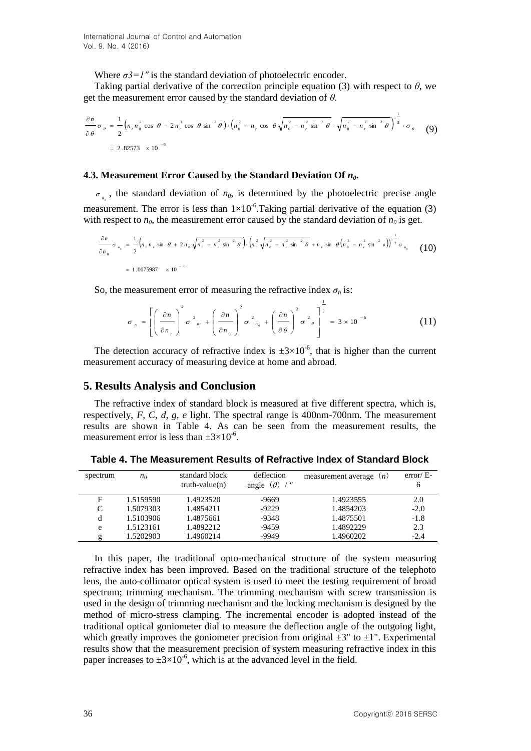Where $\sigma 3=1''$ is the standard deviation of photoelectric encoder.

Taking partial derivative of the correction principle equation (3) with respect to $\theta$, we get the measurement error caused by the standard deviation of $\theta$.

$$\frac{\partial n}{\partial \theta}\sigma_{\theta} = \frac{1}{2}\left(n_r n_0^2 \cos\theta - 2n_r^3 \cos\theta \sin^2\theta\right)\cdot\left(n_0^2 + n_r \cos\theta\sqrt{n_0^2 - n_r^2 \sin^3\theta}\cdot\sqrt{n_0^2 - n_r^2 \sin^2\theta}\right)^{-\frac{1}{2}}\cdot\sigma_{\theta} \quad (9)$$

$$= 2.82573 \times 10^{-6}$$

### 4.3. Measurement Error Caused by the Standard Deviation Of $n_0$.

$\sigma_{n_0}$, the standard deviation of $n_0$, is determined by the photoelectric precise angle measurement. The error is less than $1\times10^{-6}$.Taking partial derivative of the equation (3) with respect to $n_0$, the measurement error caused by the standard deviation of $n_0$ is get.

$$\frac{\partial n}{\partial n_0}\sigma_{n_0} = \frac{1}{2}\left(n_0 n_r \sin\theta + 2n_0\sqrt{n_0^2 - n_r^2 \sin^2\theta}\right)\cdot\left(n_0^2\sqrt{n_0^2 - n_r^2 \sin^2\theta} + n_r \sin\theta\left(n_0^2 - n_r^2 \sin^2\theta\right)\right)^{-\frac{1}{2}}\sigma_{n_0} \quad (10)$$

$$= 1.0075987 \times 10^{-6}$$

So, the measurement error of measuring the refractive index $\sigma_n$ is:

$$\sigma_n = \left[\left(\frac{\partial n}{\partial n_r}\right)^2 \sigma^2_{n_r} + \left(\frac{\partial n}{\partial n_0}\right)^2 \sigma^2_{n_0} + \left(\frac{\partial n}{\partial \theta}\right)^2 \sigma^2_{\theta}\right]^{\frac{1}{2}} = 3\times10^{-6} \quad (11)$$

The detection accuracy of refractive index is $\pm3\times10^{-6}$, that is higher than the current measurement accuracy of measuring device at home and abroad.

## 5. Results Analysis and Conclusion

The refractive index of standard block is measured at five different spectra, which is, respectively, *F, C, d, g, e* light. The spectral range is 400nm-700nm. The measurement results are shown in Table 4. As can be seen from the measurement results, the measurement error is less than $\pm3\times10^{-6}$.

**Table 4. The Measurement Results of Refractive Index of Standard Block**

| spectrum | $n_0$ | standard block truth-value(n) | deflection angle $(\theta)$ / $''$ | measurement average $(n)$ | error/ E-6 |
|---|---|---|---|---|---|
| F | 1.5159590 | 1.4923520 | -9669 | 1.4923555 | 2.0 |
| C | 1.5079303 | 1.4854211 | -9229 | 1.4854203 | -2.0 |
| d | 1.5103906 | 1.4875661 | -9348 | 1.4875501 | -1.8 |
| e | 1.5123161 | 1.4892212 | -9459 | 1.4892229 | 2.3 |
| g | 1.5202903 | 1.4960214 | -9949 | 1.4960202 | -2.4 |

In this paper, the traditional opto-mechanical structure of the system measuring refractive index has been improved. Based on the traditional structure of the telephoto lens, the auto-collimator optical system is used to meet the testing requirement of broad spectrum; trimming mechanism. The trimming mechanism with screw transmission is used in the design of trimming mechanism and the locking mechanism is designed by the method of micro-stress clamping. The incremental encoder is adopted instead of the traditional optical goniometer dial to measure the deflection angle of the outgoing light, which greatly improves the goniometer precision from original ±3" to ±1". Experimental results show that the measurement precision of system measuring refractive index in this paper increases to $\pm3\times10^{-6}$, which is at the advanced level in the field.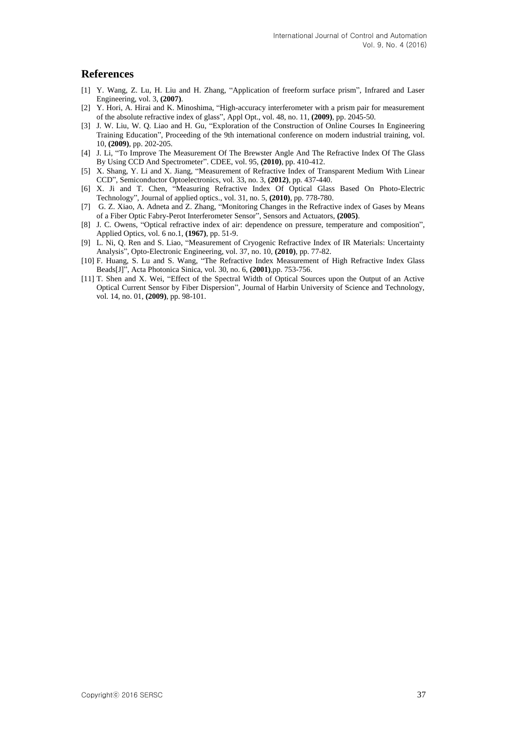## References

[1] Y. Wang, Z. Lu, H. Liu and H. Zhang, "Application of freeform surface prism", Infrared and Laser Engineering, vol. 3, **(2007)**.

[2] Y. Hori, A. Hirai and K. Minoshima, "High-accuracy interferometer with a prism pair for measurement of the absolute refractive index of glass", Appl Opt., vol. 48, no. 11, **(2009)**, pp. 2045-50.

[3] J. W. Liu, W. Q. Liao and H. Gu, "Exploration of the Construction of Online Courses In Engineering Training Education", Proceeding of the 9th international conference on modern industrial training, vol. 10, **(2009)**, pp. 202-205.

[4] J. Li, "To Improve The Measurement Of The Brewster Angle And The Refractive Index Of The Glass By Using CCD And Spectrometer". CDEE, vol. 95, **(2010)**, pp. 410-412.

[5] X. Shang, Y. Li and X. Jiang, "Measurement of Refractive Index of Transparent Medium With Linear CCD", Semiconductor Optoelectronics, vol. 33, no. 3, **(2012)**, pp. 437-440.

[6] X. Ji and T. Chen, "Measuring Refractive Index Of Optical Glass Based On Photo-Electric Technology", Journal of applied optics., vol. 31, no. 5, **(2010)**, pp. 778-780.

[7] G. Z. Xiao, A. Adneta and Z. Zhang, "Monitoring Changes in the Refractive index of Gases by Means of a Fiber Optic Fabry-Perot Interferometer Sensor", Sensors and Actuators, **(2005)**.

[8] J. C. Owens, "Optical refractive index of air: dependence on pressure, temperature and composition", Applied Optics, vol. 6 no.1, **(1967)**, pp. 51-9.

[9] L. Ni, Q. Ren and S. Liao, "Measurement of Cryogenic Refractive Index of IR Materials: Uncertainty Analysis", Opto-Electronic Engineering, vol. 37, no. 10, **(2010)**, pp. 77-82.

[10] F. Huang, S. Lu and S. Wang, "The Refractive Index Measurement of High Refractive Index Glass Beads[J]", Acta Photonica Sinica, vol. 30, no. 6, **(2001)**,pp. 753-756.

[11] T. Shen and X. Wei, "Effect of the Spectral Width of Optical Sources upon the Output of an Active Optical Current Sensor by Fiber Dispersion", Journal of Harbin University of Science and Technology, vol. 14, no. 01, **(2009)**, pp. 98-101.